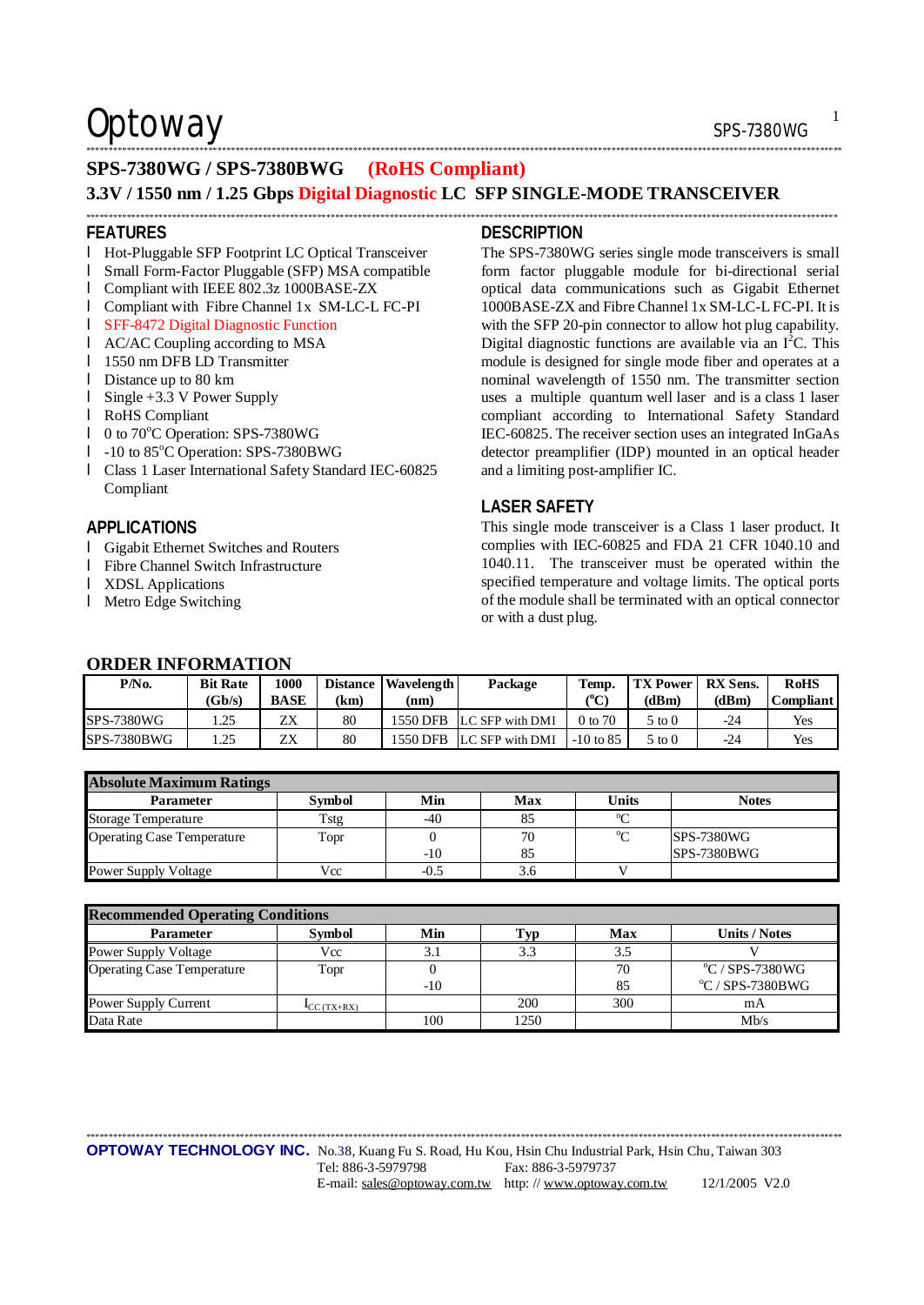# Optoway

## SPS-7380WG / SPS-7380BWG (RoHS Compliant)

## 3.3V / 1550 nm / 1.25 Gbps Digital Diagnostic LC SFP SINGLE-MODE TRANSCEIVER

### FEATURES

- Hot-Pluggable SFP Footprint LC Optical Transceiver
- Small Form-Factor Pluggable (SFP) MSA compatible
- Compliant with IEEE 802.3z 1000BASE-ZX
- Compliant with Fibre Channel 1x SM-LC-L FC-PI
- SFF-8472 Digital Diagnostic Function
- AC/AC Coupling according to MSA
- 1550 nm DFB LD Transmitter
- Distance up to 80 km
- Single +3.3 V Power Supply
- RoHS Compliant
- 0 to 70°C Operation: SPS-7380WG
- -10 to 85°C Operation: SPS-7380BWG
- Class 1 Laser International Safety Standard IEC-60825 Compliant

### APPLICATIONS

- Gigabit Ethernet Switches and Routers
- Fibre Channel Switch Infrastructure
- XDSL Applications
- Metro Edge Switching

### DESCRIPTION

The SPS-7380WG series single mode transceivers is small form factor pluggable module for bi-directional serial optical data communications such as Gigabit Ethernet 1000BASE-ZX and Fibre Channel 1x SM-LC-L FC-PI. It is with the SFP 20-pin connector to allow hot plug capability. Digital diagnostic functions are available via an $I^2C$. This module is designed for single mode fiber and operates at a nominal wavelength of 1550 nm. The transmitter section uses a multiple quantum well laser and is a class 1 laser compliant according to International Safety Standard IEC-60825. The receiver section uses an integrated InGaAs detector preamplifier (IDP) mounted in an optical header and a limiting post-amplifier IC.

### LASER SAFETY

This single mode transceiver is a Class 1 laser product. It complies with IEC-60825 and FDA 21 CFR 1040.10 and 1040.11. The transceiver must be operated within the specified temperature and voltage limits. The optical ports of the module shall be terminated with an optical connector or with a dust plug.

### ORDER INFORMATION

| P/No. | Bit Rate (Gb/s) | 1000 BASE | Distance (km) | Wavelength (nm) | Package | Temp. (°C) | TX Power (dBm) | RX Sens. (dBm) | RoHS Compliant |
|---|---|---|---|---|---|---|---|---|---|
| SPS-7380WG | 1.25 | ZX | 80 | 1550 DFB | LC SFP with DMI | 0 to 70 | 5 to 0 | -24 | Yes |
| SPS-7380BWG | 1.25 | ZX | 80 | 1550 DFB | LC SFP with DMI | -10 to 85 | 5 to 0 | -24 | Yes |

**Absolute Maximum Ratings**

| Parameter | Symbol | Min | Max | Units | Notes |
|---|---|---|---|---|---|
| Storage Temperature | Tstg | -40 | 85 | °C | |
| Operating Case Temperature | Topr | 0 | 70 | °C | SPS-7380WG |
| | | -10 | 85 | | SPS-7380BWG |
| Power Supply Voltage | Vcc | -0.5 | 3.6 | V | |

**Recommended Operating Conditions**

| Parameter | Symbol | Min | Typ | Max | Units / Notes |
|---|---|---|---|---|---|
| Power Supply Voltage | Vcc | 3.1 | 3.3 | 3.5 | V |
| Operating Case Temperature | Topr | 0 | | 70 | °C / SPS-7380WG |
| | | -10 | | 85 | °C / SPS-7380BWG |
| Power Supply Current | $I_{CC\,(TX+RX)}$ | | 200 | 300 | mA |
| Data Rate | | 100 | 1250 | | Mb/s |

**OPTOWAY TECHNOLOGY INC.** No.38, Kuang Fu S. Road, Hu Kou, Hsin Chu Industrial Park, Hsin Chu, Taiwan 303
Tel: 886-3-5979798 Fax: 886-3-5979737
E-mail: sales@optoway.com.tw http: // www.optoway.com.tw 12/1/2005 V2.0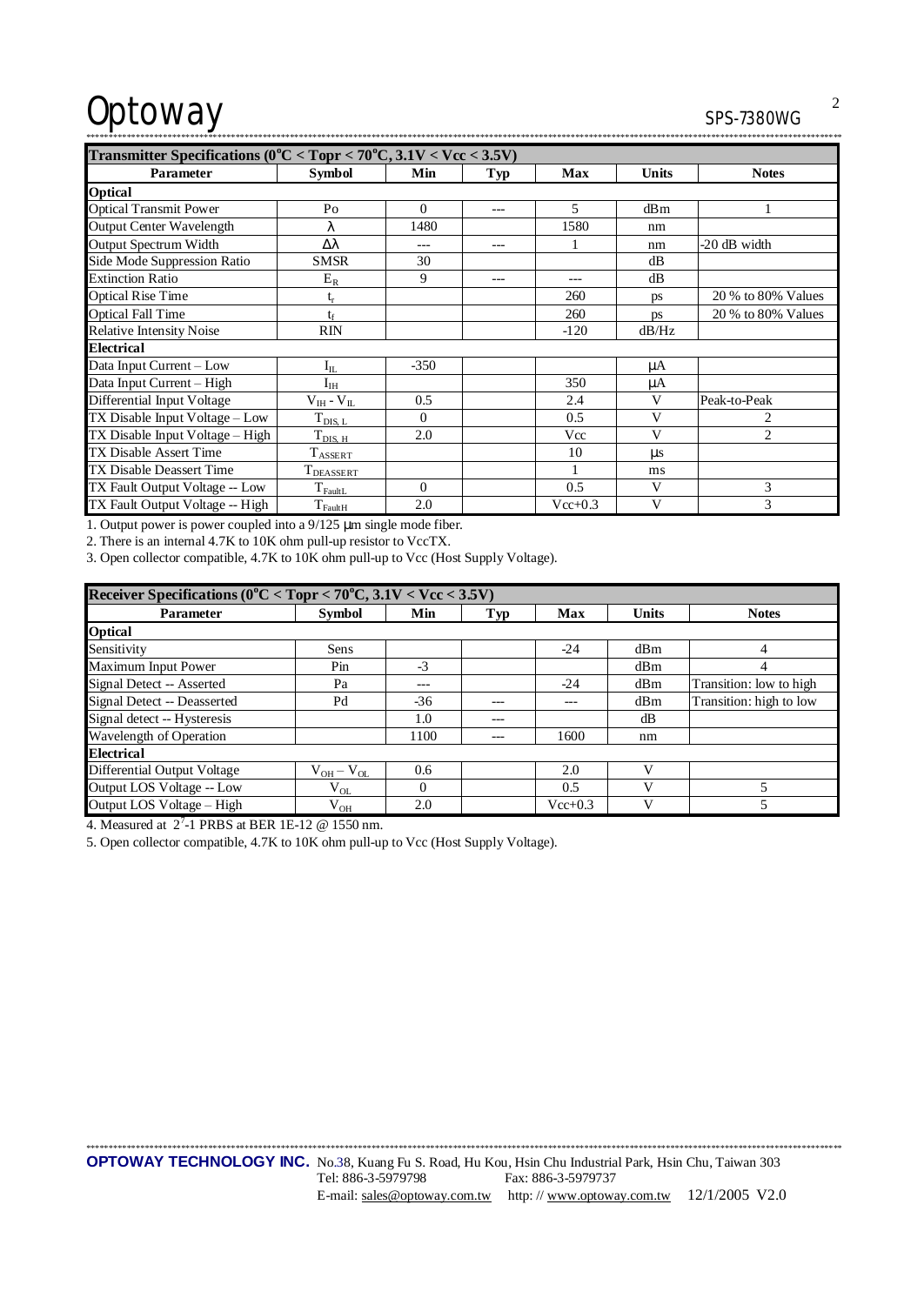| Transmitter Specifications ($0^{o}C$ < Topr < $70^{o}C$, 3.1V < Vcc < 3.5V) | | | | | | |
|---|---|---|---|---|---|---|
| **Parameter** | **Symbol** | **Min** | **Typ** | **Max** | **Units** | **Notes** |
| **Optical** | | | | | | |
| Optical Transmit Power | Po | 0 | --- | 5 | dBm | 1 |
| Output Center Wavelength | λ | 1480 | | 1580 | nm | |
| Output Spectrum Width | Δλ | --- | --- | 1 | nm | -20 dB width |
| Side Mode Suppression Ratio | SMSR | 30 | | | dB | |
| Extinction Ratio | $E_R$ | 9 | --- | --- | dB | |
| Optical Rise Time | $t_r$ | | | 260 | ps | 20 % to 80% Values |
| Optical Fall Time | $t_f$ | | | 260 | ps | 20 % to 80% Values |
| Relative Intensity Noise | RIN | | | -120 | dB/Hz | |
| **Electrical** | | | | | | |
| Data Input Current – Low | $I_{IL}$ | -350 | | | μA | |
| Data Input Current – High | $I_{IH}$ | | | 350 | μA | |
| Differential Input Voltage | $V_{IH}$ - $V_{IL}$ | 0.5 | | 2.4 | V | Peak-to-Peak |
| TX Disable Input Voltage – Low | $T_{DIS, L}$ | 0 | | 0.5 | V | 2 |
| TX Disable Input Voltage – High | $T_{DIS, H}$ | 2.0 | | Vcc | V | 2 |
| TX Disable Assert Time | $T_{ASSERT}$ | | | 10 | μs | |
| TX Disable Deassert Time | $T_{DEASSERT}$ | | | 1 | ms | |
| TX Fault Output Voltage -- Low | $T_{FaultL}$ | 0 | | 0.5 | V | 3 |
| TX Fault Output Voltage -- High | $T_{FaultH}$ | 2.0 | | Vcc+0.3 | V | 3 |

1. Output power is power coupled into a 9/125 μm single mode fiber.
2. There is an internal 4.7K to 10K ohm pull-up resistor to VccTX.
3. Open collector compatible, 4.7K to 10K ohm pull-up to Vcc (Host Supply Voltage).

| Receiver Specifications ($0^{o}C$ < Topr < $70^{o}C$, 3.1V < Vcc < 3.5V) | | | | | | |
|---|---|---|---|---|---|---|
| **Parameter** | **Symbol** | **Min** | **Typ** | **Max** | **Units** | **Notes** |
| **Optical** | | | | | | |
| Sensitivity | Sens | | | -24 | dBm | 4 |
| Maximum Input Power | Pin | -3 | | | dBm | 4 |
| Signal Detect -- Asserted | Pa | --- | | -24 | dBm | Transition: low to high |
| Signal Detect -- Deasserted | Pd | -36 | --- | --- | dBm | Transition: high to low |
| Signal detect -- Hysteresis | | 1.0 | --- | | dB | |
| Wavelength of Operation | | 1100 | --- | 1600 | nm | |
| **Electrical** | | | | | | |
| Differential Output Voltage | $V_{OH}$ – $V_{OL}$ | 0.6 | | 2.0 | V | |
| Output LOS Voltage -- Low | $V_{OL}$ | 0 | | 0.5 | V | 5 |
| Output LOS Voltage – High | $V_{OH}$ | 2.0 | | Vcc+0.3 | V | 5 |

4. Measured at $2^7$-1 PRBS at BER 1E-12 @ 1550 nm.
5. Open collector compatible, 4.7K to 10K ohm pull-up to Vcc (Host Supply Voltage).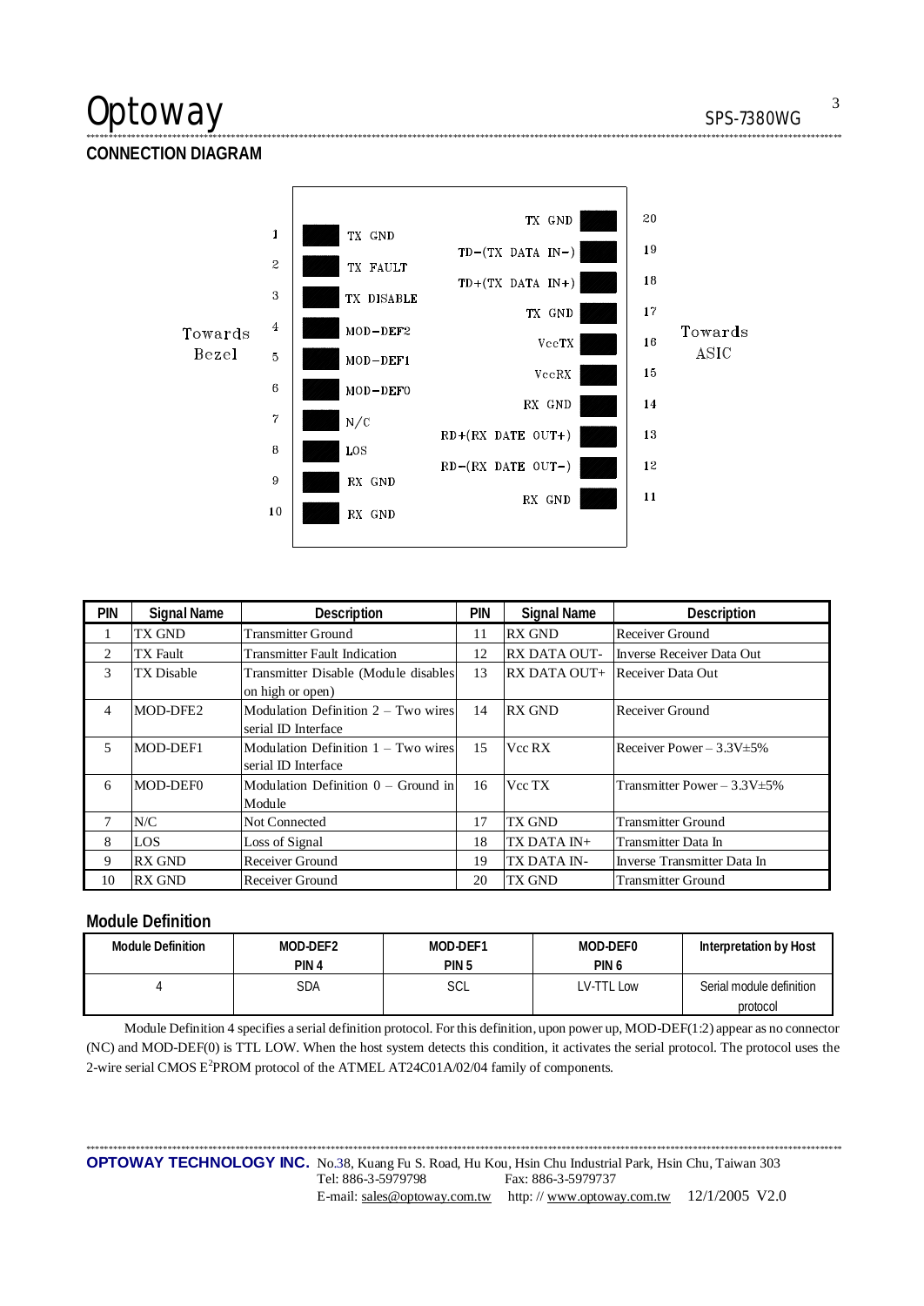## CONNECTION DIAGRAM

Towards Bezel

1 TX GND
2 TX FAULT
3 TX DISABLE
4 MOD-DEF2
5 MOD-DEF1
6 MOD-DEF0
7 N/C
8 LOS
9 RX GND
10 RX GND

20 TX GND
19 TD-(TX DATA IN-)
18 TD+(TX DATA IN+)
17 TX GND
16 VccTX
15 VccRX
14 RX GND
13 RD+(RX DATE OUT+)
12 RD-(RX DATE OUT-)
11 RX GND

Towards ASIC

| PIN | Signal Name | Description | PIN | Signal Name | Description |
|---|---|---|---|---|---|
| 1 | TX GND | Transmitter Ground | 11 | RX GND | Receiver Ground |
| 2 | TX Fault | Transmitter Fault Indication | 12 | RX DATA OUT- | Inverse Receiver Data Out |
| 3 | TX Disable | Transmitter Disable (Module disables on high or open) | 13 | RX DATA OUT+ | Receiver Data Out |
| 4 | MOD-DFE2 | Modulation Definition 2 – Two wires serial ID Interface | 14 | RX GND | Receiver Ground |
| 5 | MOD-DEF1 | Modulation Definition 1 – Two wires serial ID Interface | 15 | Vcc RX | Receiver Power – 3.3V±5% |
| 6 | MOD-DEF0 | Modulation Definition 0 – Ground in Module | 16 | Vcc TX | Transmitter Power – 3.3V±5% |
| 7 | N/C | Not Connected | 17 | TX GND | Transmitter Ground |
| 8 | LOS | Loss of Signal | 18 | TX DATA IN+ | Transmitter Data In |
| 9 | RX GND | Receiver Ground | 19 | TX DATA IN- | Inverse Transmitter Data In |
| 10 | RX GND | Receiver Ground | 20 | TX GND | Transmitter Ground |

### Module Definition

| Module Definition | MOD-DEF2 PIN 4 | MOD-DEF1 PIN 5 | MOD-DEF0 PIN 6 | Interpretation by Host |
|---|---|---|---|---|
| 4 | SDA | SCL | LV-TTL Low | Serial module definition protocol |

Module Definition 4 specifies a serial definition protocol. For this definition, upon power up, MOD-DEF(1:2) appear as no connector (NC) and MOD-DEF(0) is TTL LOW. When the host system detects this condition, it activates the serial protocol. The protocol uses the 2-wire serial CMOS $E^2$PROM protocol of the ATMEL AT24C01A/02/04 family of components.

**OPTOWAY TECHNOLOGY INC.** No.38, Kuang Fu S. Road, Hu Kou, Hsin Chu Industrial Park, Hsin Chu, Taiwan 303
Tel: 886-3-5979798 Fax: 886-3-5979737
E-mail: sales@optoway.com.tw http: // www.optoway.com.tw 12/1/2005 V2.0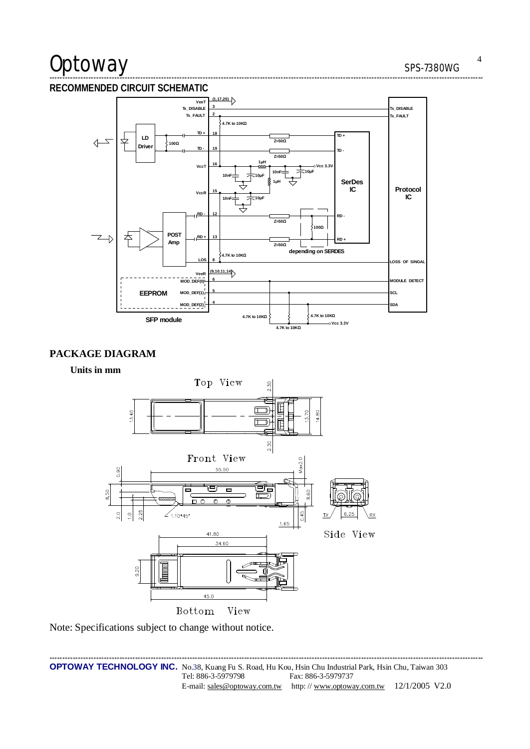## RECOMMENDED CIRCUIT SCHEMATIC

VeeT (1,17,20)
Tx_DISABLE 3
Tx_FAULT 2
4.7K to 10KΩ
LD Driver
100Ω
TD + 18
TD - 19
Z=50Ω
Z=50Ω
VccT 16
1μH
Vcc 3.3V
10nF
10μF
10nF
10μF
1μH
VccR 15
10nF
10μF
SerDes IC
Protocol IC
RD - 12
Z=50Ω
100Ω
POST Amp
RD + 13
Z=50Ω
depending on SERDES
4.7K to 10KΩ
LOS 8
VeeR (9,10,11,14)
MOD_DEF(0) 6
EEPROM
MOD_DEF(1) 5
MOD_DEF(2) 4
SFP module
4.7K to 10KΩ
4.7K to 10KΩ
4.7K to 10KΩ
Vcc 3.3V
TD +
TD -
RD -
RD +
Tx_DISABLE
Tx_FAULT
LOSS OF SINGAL
MODULE DETECT
SCL
SDA

## PACKAGE DIAGRAM

**Units in mm**

Top View
2.30
13.40
13.70
14.80
2.30

Front View
55.50
Max2.0
0.90
8.50
8.60
2.0
1.0
2.25
1.10*45°
0.45
1.65

Side View
TX
6.25
RX

41.80
34.60
9.20
45.0
Bottom View

Note: Specifications subject to change without notice.

**OPTOWAY TECHNOLOGY INC.** No.38, Kuang Fu S. Road, Hu Kou, Hsin Chu Industrial Park, Hsin Chu, Taiwan 303
Tel: 886-3-5979798 Fax: 886-3-5979737
E-mail: sales@optoway.com.tw http: // www.optoway.com.tw 12/1/2005 V2.0